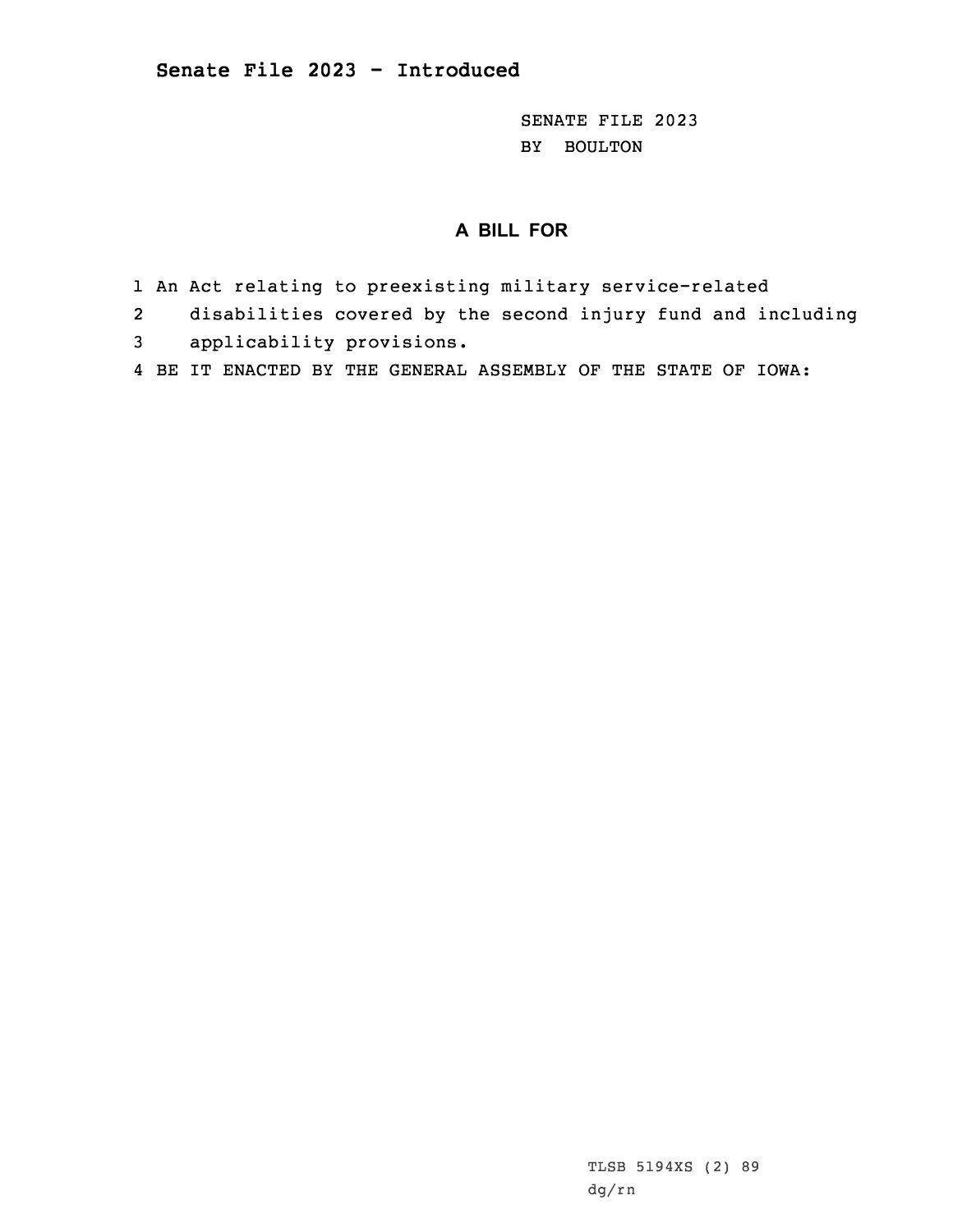**Senate File 2023 - Introduced**

SENATE FILE 2023
BY BOULTON

## A BILL FOR

1 An Act relating to preexisting military service-related
2 disabilities covered by the second injury fund and including
3 applicability provisions.
4 BE IT ENACTED BY THE GENERAL ASSEMBLY OF THE STATE OF IOWA:

TLSB 5194XS (2) 89
dg/rn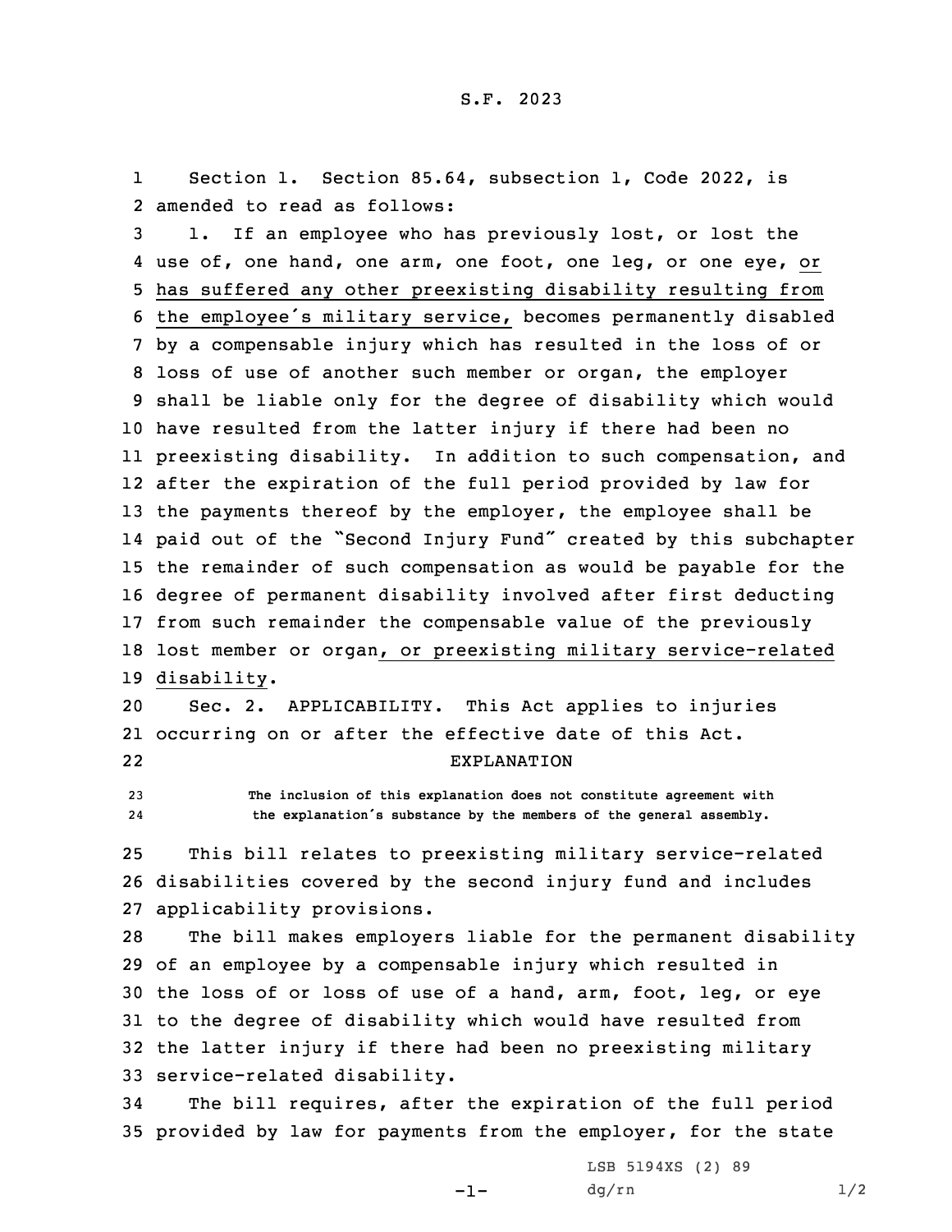S.F. 2023

Section 1. Section 85.64, subsection 1, Code 2022, is amended to read as follows:

1. If an employee who has previously lost, or lost the use of, one hand, one arm, one foot, one leg, or one eye, or has suffered any other preexisting disability resulting from the employee's military service, becomes permanently disabled by a compensable injury which has resulted in the loss of or loss of use of another such member or organ, the employer shall be liable only for the degree of disability which would have resulted from the latter injury if there had been no preexisting disability. In addition to such compensation, and after the expiration of the full period provided by law for the payments thereof by the employer, the employee shall be paid out of the "Second Injury Fund" created by this subchapter the remainder of such compensation as would be payable for the degree of permanent disability involved after first deducting from such remainder the compensable value of the previously lost member or organ, or preexisting military service-related disability.

Sec. 2. APPLICABILITY. This Act applies to injuries occurring on or after the effective date of this Act.

EXPLANATION

The inclusion of this explanation does not constitute agreement with the explanation's substance by the members of the general assembly.

This bill relates to preexisting military service-related disabilities covered by the second injury fund and includes applicability provisions.

The bill makes employers liable for the permanent disability of an employee by a compensable injury which resulted in the loss of or loss of use of a hand, arm, foot, leg, or eye to the degree of disability which would have resulted from the latter injury if there had been no preexisting military service-related disability.

The bill requires, after the expiration of the full period provided by law for payments from the employer, for the state

LSB 5194XS (2) 89
dg/rn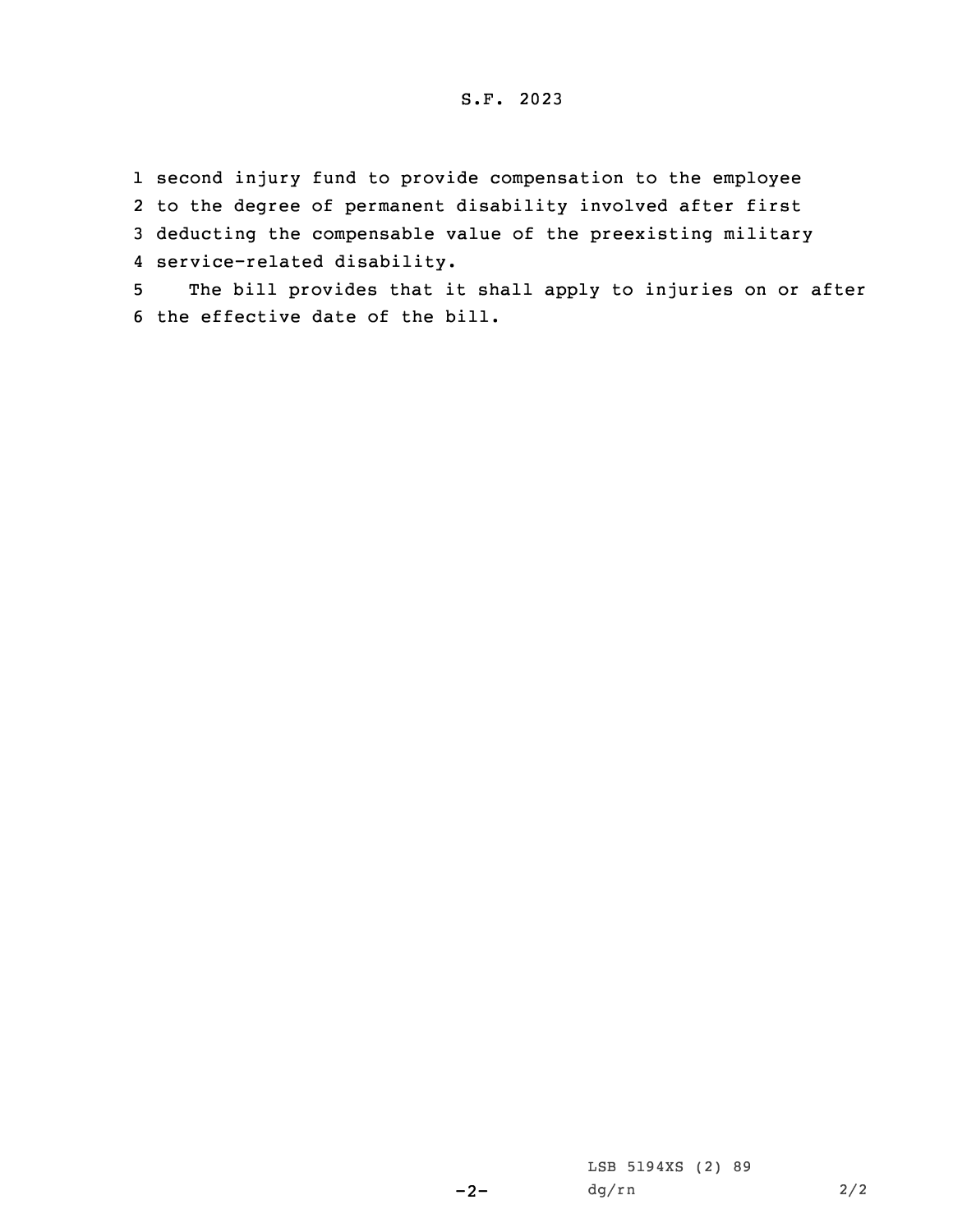second injury fund to provide compensation to the employee to the degree of permanent disability involved after first deducting the compensable value of the preexisting military service-related disability.

The bill provides that it shall apply to injuries on or after the effective date of the bill.